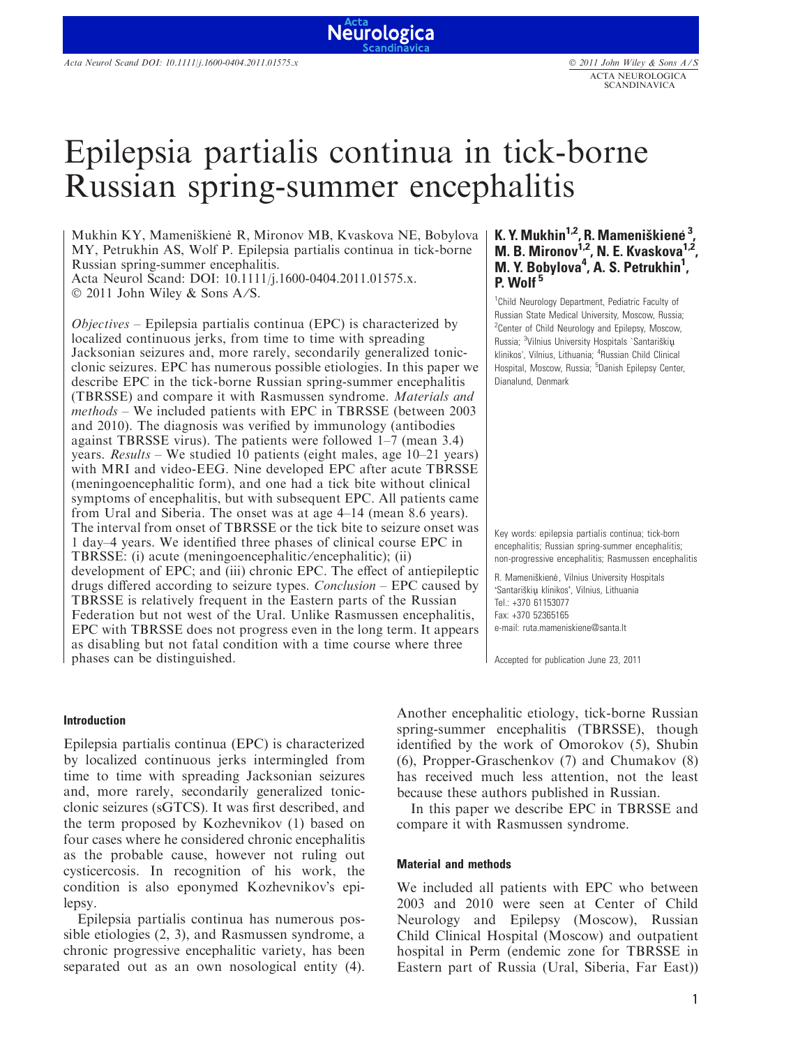# Epilepsia partialis continua in tick-borne Russian spring-summer encephalitis

**K. Y. Mukhin[1,2], R. Mameniškienė[3], M. B. Mironov[1,2], N. E. Kvaskova[1,2], M. Y. Bobylova[4], A. S. Petrukhin[1], P. Wolf[5]**

[1]Child Neurology Department, Pediatric Faculty of Russian State Medical University, Moscow, Russia; [2]Center of Child Neurology and Epilepsy, Moscow, Russia; [3]Vilnius University Hospitals `Santariškių klinikos', Vilnius, Lithuania; [4]Russian Child Clinical Hospital, Moscow, Russia; [5]Danish Epilepsy Center, Dianalund, Denmark

Mukhin KY, Mameniškienė R, Mironov MB, Kvaskova NE, Bobylova MY, Petrukhin AS, Wolf P. Epilepsia partialis continua in tick-borne Russian spring-summer encephalitis.
Acta Neurol Scand: DOI: 10.1111/j.1600-0404.2011.01575.x.
© 2011 John Wiley & Sons A/S.

*Objectives* – Epilepsia partialis continua (EPC) is characterized by localized continuous jerks, from time to time with spreading Jacksonian seizures and, more rarely, secondarily generalized tonic-clonic seizures. EPC has numerous possible etiologies. In this paper we describe EPC in the tick-borne Russian spring-summer encephalitis (TBRSSE) and compare it with Rasmussen syndrome. *Materials and methods* – We included patients with EPC in TBRSSE (between 2003 and 2010). The diagnosis was verified by immunology (antibodies against TBRSSE virus). The patients were followed 1–7 (mean 3.4) years. *Results* – We studied 10 patients (eight males, age 10–21 years) with MRI and video-EEG. Nine developed EPC after acute TBRSSE (meningoencephalitic form), and one had a tick bite without clinical symptoms of encephalitis, but with subsequent EPC. All patients came from Ural and Siberia. The onset was at age 4–14 (mean 8.6 years). The interval from onset of TBRSSE or the tick bite to seizure onset was 1 day–4 years. We identified three phases of clinical course EPC in TBRSSE: (i) acute (meningoencephalitic/encephalitic); (ii) development of EPC; and (iii) chronic EPC. The effect of antiepileptic drugs differed according to seizure types. *Conclusion* – EPC caused by TBRSSE is relatively frequent in the Eastern parts of the Russian Federation but not west of the Ural. Unlike Rasmussen encephalitis, EPC with TBRSSE does not progress even in the long term. It appears as disabling but not fatal condition with a time course where three phases can be distinguished.

Key words: epilepsia partialis continua; tick-born encephalitis; Russian spring-summer encephalitis; non-progressive encephalitis; Rasmussen encephalitis

R. Mameniškienė, Vilnius University Hospitals 'Santariškių klinikos', Vilnius, Lithuania
Tel.: +370 61153077
Fax: +370 52365165
e-mail: ruta.mameniskiene@santa.lt

Accepted for publication June 23, 2011

## Introduction

Epilepsia partialis continua (EPC) is characterized by localized continuous jerks intermingled from time to time with spreading Jacksonian seizures and, more rarely, secondarily generalized tonic-clonic seizures (sGTCS). It was first described, and the term proposed by Kozhevnikov (1) based on four cases where he considered chronic encephalitis as the probable cause, however not ruling out cysticercosis. In recognition of his work, the condition is also eponymed Kozhevnikov's epilepsy.

Epilepsia partialis continua has numerous possible etiologies (2, 3), and Rasmussen syndrome, a chronic progressive encephalitic variety, has been separated out as an own nosological entity (4). Another encephalitic etiology, tick-borne Russian spring-summer encephalitis (TBRSSE), though identified by the work of Omorokov (5), Shubin (6), Propper-Graschenkov (7) and Chumakov (8) has received much less attention, not the least because these authors published in Russian.

In this paper we describe EPC in TBRSSE and compare it with Rasmussen syndrome.

## Material and methods

We included all patients with EPC who between 2003 and 2010 were seen at Center of Child Neurology and Epilepsy (Moscow), Russian Child Clinical Hospital (Moscow) and outpatient hospital in Perm (endemic zone for TBRSSE in Eastern part of Russia (Ural, Siberia, Far East))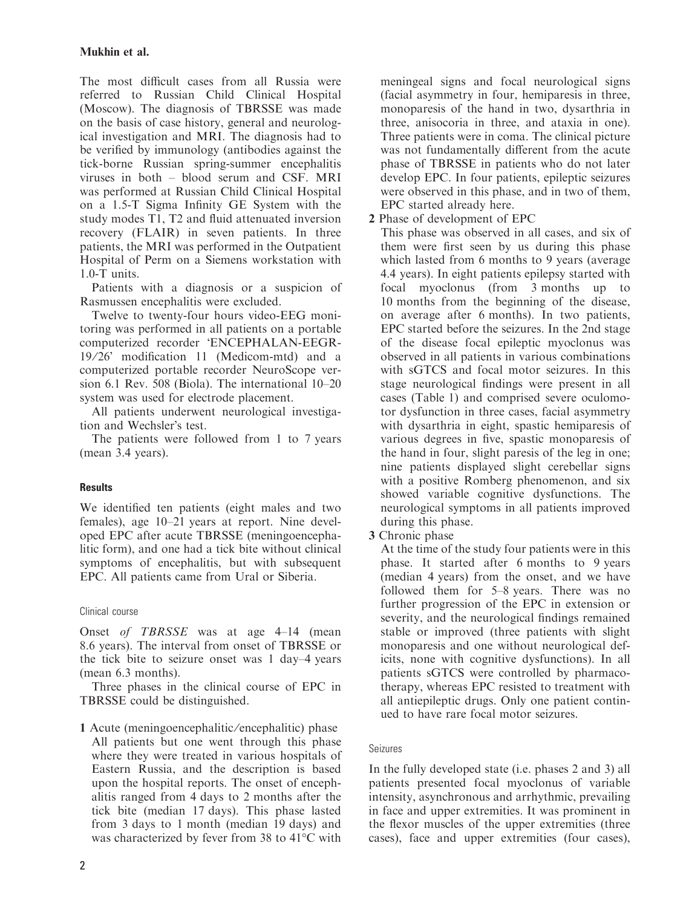The most difficult cases from all Russia were referred to Russian Child Clinical Hospital (Moscow). The diagnosis of TBRSSE was made on the basis of case history, general and neurological investigation and MRI. The diagnosis had to be verified by immunology (antibodies against the tick-borne Russian spring-summer encephalitis viruses in both – blood serum and CSF. MRI was performed at Russian Child Clinical Hospital on a 1.5-T Sigma Infinity GE System with the study modes T1, T2 and fluid attenuated inversion recovery (FLAIR) in seven patients. In three patients, the MRI was performed in the Outpatient Hospital of Perm on a Siemens workstation with 1.0-T units.

Patients with a diagnosis or a suspicion of Rasmussen encephalitis were excluded.

Twelve to twenty-four hours video-EEG monitoring was performed in all patients on a portable computerized recorder 'ENCEPHALAN-EEGR-19/26' modification 11 (Medicom-mtd) and a computerized portable recorder NeuroScope version 6.1 Rev. 508 (Biola). The international 10–20 system was used for electrode placement.

All patients underwent neurological investigation and Wechsler's test.

The patients were followed from 1 to 7 years (mean 3.4 years).

## Results

We identified ten patients (eight males and two females), age 10–21 years at report. Nine developed EPC after acute TBRSSE (meningoencephalitic form), and one had a tick bite without clinical symptoms of encephalitis, but with subsequent EPC. All patients came from Ural or Siberia.

### Clinical course

Onset *of TBRSSE* was at age 4–14 (mean 8.6 years). The interval from onset of TBRSSE or the tick bite to seizure onset was 1 day–4 years (mean 6.3 months).

Three phases in the clinical course of EPC in TBRSSE could be distinguished.

**1** Acute (meningoencephalitic/encephalitic) phase
All patients but one went through this phase where they were treated in various hospitals of Eastern Russia, and the description is based upon the hospital reports. The onset of encephalitis ranged from 4 days to 2 months after the tick bite (median 17 days). This phase lasted from 3 days to 1 month (median 19 days) and was characterized by fever from 38 to 41°C with meningeal signs and focal neurological signs (facial asymmetry in four, hemiparesis in three, monoparesis of the hand in two, dysarthria in three, anisocoria in three, and ataxia in one). Three patients were in coma. The clinical picture was not fundamentally different from the acute phase of TBRSSE in patients who do not later develop EPC. In four patients, epileptic seizures were observed in this phase, and in two of them, EPC started already here.

**2** Phase of development of EPC
This phase was observed in all cases, and six of them were first seen by us during this phase which lasted from 6 months to 9 years (average 4.4 years). In eight patients epilepsy started with focal myoclonus (from 3 months up to 10 months from the beginning of the disease, on average after 6 months). In two patients, EPC started before the seizures. In the 2nd stage of the disease focal epileptic myoclonus was observed in all patients in various combinations with sGTCS and focal motor seizures. In this stage neurological findings were present in all cases (Table 1) and comprised severe oculomotor dysfunction in three cases, facial asymmetry with dysarthria in eight, spastic hemiparesis of various degrees in five, spastic monoparesis of the hand in four, slight paresis of the leg in one; nine patients displayed slight cerebellar signs with a positive Romberg phenomenon, and six showed variable cognitive dysfunctions. The neurological symptoms in all patients improved during this phase.

**3** Chronic phase
At the time of the study four patients were in this phase. It started after 6 months to 9 years (median 4 years) from the onset, and we have followed them for 5–8 years. There was no further progression of the EPC in extension or severity, and the neurological findings remained stable or improved (three patients with slight monoparesis and one without neurological deficits, none with cognitive dysfunctions). In all patients sGTCS were controlled by pharmacotherapy, whereas EPC resisted to treatment with all antiepileptic drugs. Only one patient continued to have rare focal motor seizures.

### Seizures

In the fully developed state (i.e. phases 2 and 3) all patients presented focal myoclonus of variable intensity, asynchronous and arrhythmic, prevailing in face and upper extremities. It was prominent in the flexor muscles of the upper extremities (three cases), face and upper extremities (four cases),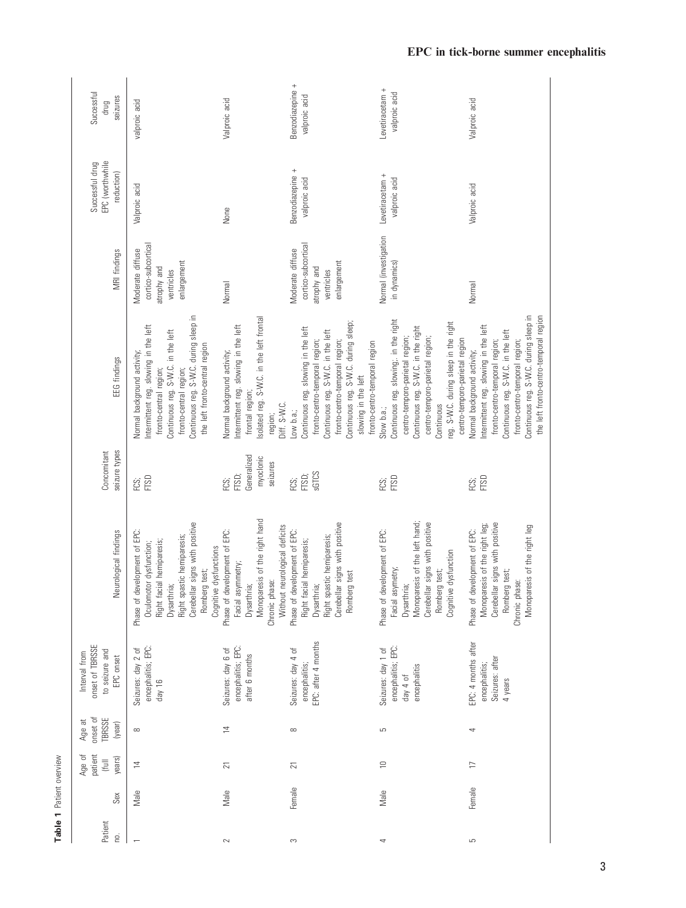**Table 1** Patient overview

| Patient no. | Sex | Age of patient (full years) | Age at onset of TBRSSE (year) | Interval from onset of TBRSSE to seizure and EPC onset | Neurological findings | Concomitant seizure types | EEG findings | MRI findings | Successful drug EPC (worthwhile reduction) | Successful drug seizures |
|---|---|---|---|---|---|---|---|---|---|---|
| 1 | Male | 14 | 8 | Seizures: day 2 of encephalitis; EPC: day 16 | Phase of development of EPC: Oculomotor dysfunction; Right facial hemiparesis; Dysarthria; Right spastic hemiparesis; Cerebellar signs with positive Romberg test; Cognitive dysfunctions | FCS; FTSD | Normal background activity; Intermittent reg. slowing in the left fronto-central region; Continuous reg. S-W.C. in the left fronto-central region; Continuous reg. S-W.C. during sleep in the left fronto-central region | Moderate diffuse cortico-subcortical atrophy and ventricles enlargement | Valproic acid | valproic acid |
| 2 | Male | 21 | 14 | Seizures: day 6 of encephalitis; EPC: after 6 months | Phase of development of EPC: Facial asymmetry; Dysarthria; Monoparesis of the right hand; Chronic phase: Without neurological deficits | FCS; FTSD; Generalized myoclonic seizures | Normal background activity; Intermittent reg. slowing in the left frontal region; Isolated reg. S-W.C. in the left frontal region; Diff. S-W.C. | Normal | None | Valproic acid |
| 3 | Female | 21 | 8 | Seizures: day 4 of encephalitis; EPC: after 4 months | Phase of development of EPC: Right facial hemiparesis; Dysarthria; Right spastic hemiparesis; Cerebellar signs with positive Romberg test | FCS; FTSD; sGTCS | Low b.a.; Continuous reg. slowing in the left fronto-centro-temporal region; Continuous reg. S-W.C. in the left fronto-centro-temporal region; Continuous reg. S-W.C. during sleep; slowing in the left fronto-centro-temporal region | Moderate diffuse cortico-subcortical atrophy and ventricles enlargement | Benzodiazepine + valproic acid | Benzodiazepine + valproic acid |
| 4 | Male | 10 | 5 | Seizures: day 1 of encephalitis; EPC: day 4 of encephalitis | Phase of development of EPC: Facial asymetry; Dysarthria; Monoparesis of the left hand; Cerebellar signs with positive Romberg test; Cognitive dysfunction | FCS; FTSD | Slow b.a.; Continuous reg. slowing:. in the right centro-temporo-parietal region; Continuous reg. S-W.C. in the right centro-temporo-parietal region; Continuous reg. S-W.C. during sleep in the right centro-temporo-parietal region | Normal (investigation in dynamics) | Levetiracetam + valproic acid | Levetiracetam + valproic acid |
| 5 | Female | 17 | 4 | EPC: 4 months after encephalitis; Seizures: after 4 years | Phase of development of EPC: Monoparesis of the right leg; Cerebellar signs with positive Romberg test; Chronic phase: Monoparesis of the right leg | FCS; FTSD | Normal background activity; Intermittent reg. slowing in the left fronto-centro-temporal region; Continuous reg. S-W.C. in the left fronto-centro-temporal region; Continuous reg. S-W.C. during sleep in the left fronto-centro-temporal region | Normal | Valproic acid | Valproic acid |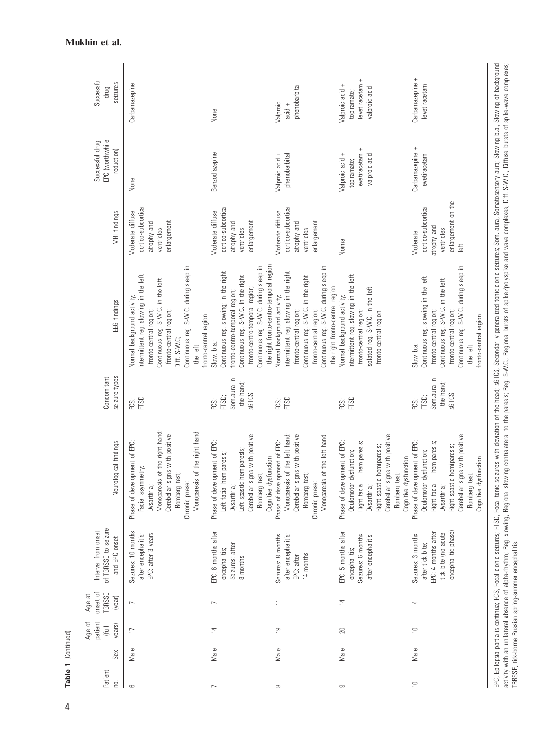**Table 1** (Continued)

| Patient no. | Sex | Age of patient (full years) | Age at onset of TBRSSE (year) | Interval from onset of TBRSSE to seizure and EPC onset | Neurological findings | Concomitant seizure types | EEG findings | MRI findings | Successful drug EPC (worthwhile reduction) | Successful drug seizures |
|---|---|---|---|---|---|---|---|---|---|---|
| 6 | Male | 17 | 7 | Seizures: 10 months after encephalitis; EPC: after 3 years | Phase of development of EPC: Facial asymmetry; Dysarthria; Monoparesis of the right hand; Cerebellar signs with positive Romberg test; Chronic phase: Monoparesis of the right hand | FCS; FTSD | Normal background activity; Intermittent reg. slowing in the left fronto-central region; Continuous reg. S-W.C. in the left fronto-central region; Diff. S-W.C.; Continuous reg. S-W.C. during sleep in the left fronto-central region | Moderate diffuse cortico-subcortical atrophy and ventricles enlargement | None | Carbamazepine |
| 7 | Male | 14 | 7 | EPC: 6 months after encephalitis; Seizures: after 8 months | Phase of development of EPC: Left facial hemiparesis; Dysarthria; Left spastic hemiparesis; Cerebellar signs with positive Romberg test; Cognitive dysfunction | FCS; FTSD; Som.aura in the hand; sGTCS | Slow. b.a.; Continuous reg. slowing; in the right fronto-centro-temporal region; Continuous reg. S-W.C. in the right fronto-centro-temporal region; Continuous reg. S-W.C. during sleep in the right fronto-centro-temporal region | Moderate diffuse cortico-subcortical atrophy and ventricles enlargement | Benzodiazepine | None |
| 8 | Male | 19 | 11 | Seizures: 8 months after encephalitis; EPC: after 14 months | Phase of development of EPC: Monoparesis of the left hand; Cerebellar signs with positive Romberg test; Chronic phase: Monoparesis of the left hand | FCS; FTSD | Normal background activity; Intermittent reg. slowing in the right fronto-central region; Continuous reg. S-W.C. in the right fronto-central region; Continuous reg. S-W.C. during sleep in the right fronto-central region | Moderate diffuse cortico-subcortical atrophy and ventricles enlargement | Valproic acid + phenobarbital | Valproic acid + phenobarbital |
| 9 | Male | 20 | 14 | EPC: 5 months after encephalitis; Seizures: 6 months after encephalitis | Phase of development of EPC: Oculomotor dysfunction; Right facial hemiparesis; Dysarthria; Right spastic hemiparesis; Cerebellar signs with positive Romberg test; Cognitive dysfunction | FCS; FTSD | Normal background activity; Intermittent reg. slowing in the left fronto-central region; Isolated reg. S-W.C. in the left fronto-central region | Normal | Valproic acid + topiramate; levetiracetam + valproic acid | Valproic acid + topiramate; levetiracetam + valproic acid |
| 10 | Male | 10 | 4 | Seizures: 3 months after tick bite; EPC: 4 months after tick bite (no acute encephalitic phase) | Phase of development of EPC: Oculomotor dysfunction; Right facial hemiparesis; Dysarthria; Right spastic hemiparesis; Cerebellar signs with positive Romberg test; Cognitive dysfunction | FCS; FTSD; Som.aura in the hand; sGTCS | Slow b.a; Continuous reg. slowing in the left fronto-central region; Continuous reg. S-W.C. in the left fronto-central region; Continuous reg. S-W.C. during sleep in the left fronto-central region | Moderate cortico-subcortical atrophy and ventricles enlargement on the left | Carbamazepine + levetiracetam | Carbamazepine + levetiracetam |

EPC, Epilepsia partialis continua; FCS, Focal clonic seizures; FTSD, Focal tonic seizures with deviation of the head; sGTCS, Secondarily generalized tonic clonic seizures; Som. aura, Somatosensory aura; Slowing b.a., Slowing of background activity with an unilateral absence of alpha-rhythm; Reg. slowing, Regional slowing contralateral to the paresis; Reg. S-W.C., Regional bursts of spike/polyspike and wave complexes; Diff. S-W.C., Diffuse bursts of spike-wave complexes; TBRSSE, tick-borne Russian spring-summer encephalitis.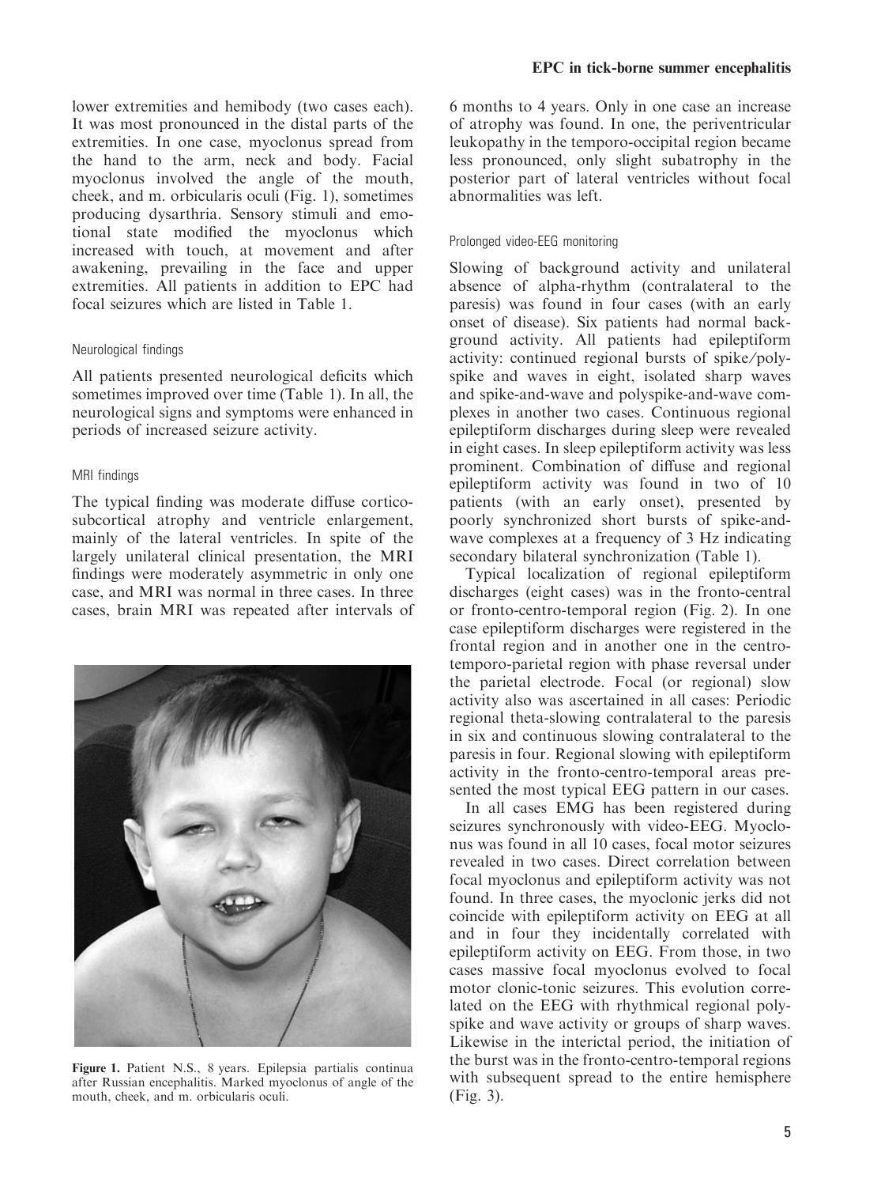lower extremities and hemibody (two cases each). It was most pronounced in the distal parts of the extremities. In one case, myoclonus spread from the hand to the arm, neck and body. Facial myoclonus involved the angle of the mouth, cheek, and m. orbicularis oculi (Fig. 1), sometimes producing dysarthria. Sensory stimuli and emotional state modified the myoclonus which increased with touch, at movement and after awakening, prevailing in the face and upper extremities. All patients in addition to EPC had focal seizures which are listed in Table 1.

### Neurological findings

All patients presented neurological deficits which sometimes improved over time (Table 1). In all, the neurological signs and symptoms were enhanced in periods of increased seizure activity.

### MRI findings

The typical finding was moderate diffuse cortico-subcortical atrophy and ventricle enlargement, mainly of the lateral ventricles. In spite of the largely unilateral clinical presentation, the MRI findings were moderately asymmetric in only one case, and MRI was normal in three cases. In three cases, brain MRI was repeated after intervals of 6 months to 4 years. Only in one case an increase of atrophy was found. In one, the periventricular leukopathy in the temporo-occipital region became less pronounced, only slight subatrophy in the posterior part of lateral ventricles without focal abnormalities was left.

**Figure 1.** Patient N.S., 8 years. Epilepsia partialis continua after Russian encephalitis. Marked myoclonus of angle of the mouth, cheek, and m. orbicularis oculi.

### Prolonged video-EEG monitoring

Slowing of background activity and unilateral absence of alpha-rhythm (contralateral to the paresis) was found in four cases (with an early onset of disease). Six patients had normal background activity. All patients had epileptiform activity: continued regional bursts of spike/polyspike and waves in eight, isolated sharp waves and spike-and-wave and polyspike-and-wave complexes in another two cases. Continuous regional epileptiform discharges during sleep were revealed in eight cases. In sleep epileptiform activity was less prominent. Combination of diffuse and regional epileptiform activity was found in two of 10 patients (with an early onset), presented by poorly synchronized short bursts of spike-and-wave complexes at a frequency of 3 Hz indicating secondary bilateral synchronization (Table 1).

Typical localization of regional epileptiform discharges (eight cases) was in the fronto-central or fronto-centro-temporal region (Fig. 2). In one case epileptiform discharges were registered in the frontal region and in another one in the centro-temporo-parietal region with phase reversal under the parietal electrode. Focal (or regional) slow activity also was ascertained in all cases: Periodic regional theta-slowing contralateral to the paresis in six and continuous slowing contralateral to the paresis in four. Regional slowing with epileptiform activity in the fronto-centro-temporal areas presented the most typical EEG pattern in our cases.

In all cases EMG has been registered during seizures synchronously with video-EEG. Myoclonus was found in all 10 cases, focal motor seizures revealed in two cases. Direct correlation between focal myoclonus and epileptiform activity was not found. In three cases, the myoclonic jerks did not coincide with epileptiform activity on EEG at all and in four they incidentally correlated with epileptiform activity on EEG. From those, in two cases massive focal myoclonus evolved to focal motor clonic-tonic seizures. This evolution correlated on the EEG with rhythmical regional polyspike and wave activity or groups of sharp waves. Likewise in the interictal period, the initiation of the burst was in the fronto-centro-temporal regions with subsequent spread to the entire hemisphere (Fig. 3).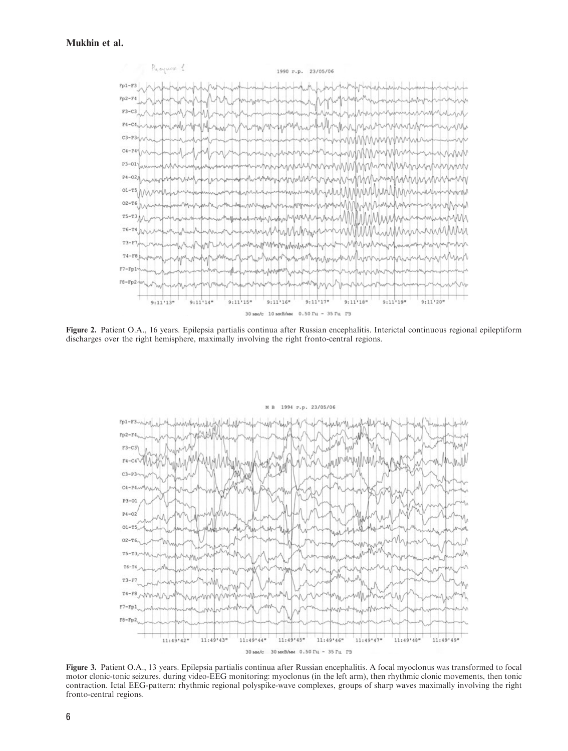**Figure 2.** Patient O.A., 16 years. Epilepsia partialis continua after Russian encephalitis. Interictal continuous regional epileptiform discharges over the right hemisphere, maximally involving the right fronto-central regions.

**Figure 3.** Patient O.A., 13 years. Epilepsia partialis continua after Russian encephalitis. A focal myoclonus was transformed to focal motor clonic-tonic seizures. during video-EEG monitoring: myoclonus (in the left arm), then rhythmic clonic movements, then tonic contraction. Ictal EEG-pattern: rhythmic regional polyspike-wave complexes, groups of sharp waves maximally involving the right fronto-central regions.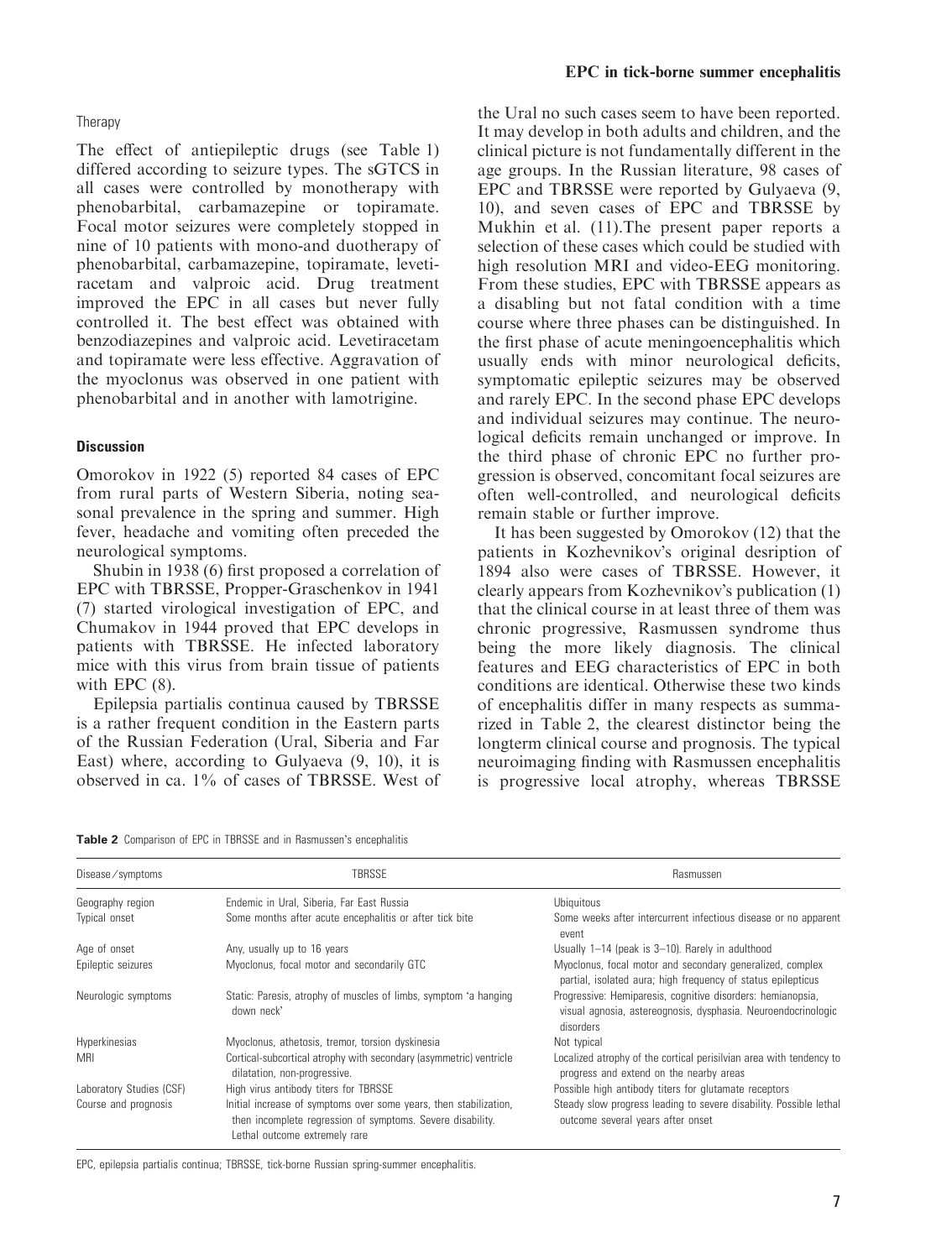### Therapy

The effect of antiepileptic drugs (see Table 1) differed according to seizure types. The sGTCS in all cases were controlled by monotherapy with phenobarbital, carbamazepine or topiramate. Focal motor seizures were completely stopped in nine of 10 patients with mono-and duotherapy of phenobarbital, carbamazepine, topiramate, levetiracetam and valproic acid. Drug treatment improved the EPC in all cases but never fully controlled it. The best effect was obtained with benzodiazepines and valproic acid. Levetiracetam and topiramate were less effective. Aggravation of the myoclonus was observed in one patient with phenobarbital and in another with lamotrigine.

## Discussion

Omorokov in 1922 (5) reported 84 cases of EPC from rural parts of Western Siberia, noting seasonal prevalence in the spring and summer. High fever, headache and vomiting often preceded the neurological symptoms.

Shubin in 1938 (6) first proposed a correlation of EPC with TBRSSE, Propper-Graschenkov in 1941 (7) started virological investigation of EPC, and Chumakov in 1944 proved that EPC develops in patients with TBRSSE. He infected laboratory mice with this virus from brain tissue of patients with EPC (8).

Epilepsia partialis continua caused by TBRSSE is a rather frequent condition in the Eastern parts of the Russian Federation (Ural, Siberia and Far East) where, according to Gulyaeva (9, 10), it is observed in ca. 1% of cases of TBRSSE. West of the Ural no such cases seem to have been reported. It may develop in both adults and children, and the clinical picture is not fundamentally different in the age groups. In the Russian literature, 98 cases of EPC and TBRSSE were reported by Gulyaeva (9, 10), and seven cases of EPC and TBRSSE by Mukhin et al. (11).The present paper reports a selection of these cases which could be studied with high resolution MRI and video-EEG monitoring. From these studies, EPC with TBRSSE appears as a disabling but not fatal condition with a time course where three phases can be distinguished. In the first phase of acute meningoencephalitis which usually ends with minor neurological deficits, symptomatic epileptic seizures may be observed and rarely EPC. In the second phase EPC develops and individual seizures may continue. The neurological deficits remain unchanged or improve. In the third phase of chronic EPC no further progression is observed, concomitant focal seizures are often well-controlled, and neurological deficits remain stable or further improve.

It has been suggested by Omorokov (12) that the patients in Kozhevnikov's original desription of 1894 also were cases of TBRSSE. However, it clearly appears from Kozhevnikov's publication (1) that the clinical course in at least three of them was chronic progressive, Rasmussen syndrome thus being the more likely diagnosis. The clinical features and EEG characteristics of EPC in both conditions are identical. Otherwise these two kinds of encephalitis differ in many respects as summarized in Table 2, the clearest distinctor being the longterm clinical course and prognosis. The typical neuroimaging finding with Rasmussen encephalitis is progressive local atrophy, whereas TBRSSE

**Table 2** Comparison of EPC in TBRSSE and in Rasmussen's encephalitis

| Disease/symptoms | TBRSSE | Rasmussen |
|---|---|---|
| Geography region | Endemic in Ural, Siberia, Far East Russia | Ubiquitous |
| Typical onset | Some months after acute encephalitis or after tick bite | Some weeks after intercurrent infectious disease or no apparent event |
| Age of onset | Any, usually up to 16 years | Usually 1–14 (peak is 3–10). Rarely in adulthood |
| Epileptic seizures | Myoclonus, focal motor and secondarily GTC | Myoclonus, focal motor and secondary generalized, complex partial, isolated aura; high frequency of status epilepticus |
| Neurologic symptoms | Static: Paresis, atrophy of muscles of limbs, symptom 'a hanging down neck' | Progressive: Hemiparesis, cognitive disorders: hemianopsia, visual agnosia, astereognosis, dysphasia. Neuroendocrinologic disorders |
| Hyperkinesias | Myoclonus, athetosis, tremor, torsion dyskinesia | Not typical |
| MRI | Cortical-subcortical atrophy with secondary (asymmetric) ventricle dilatation, non-progressive. | Localized atrophy of the cortical perisilvian area with tendency to progress and extend on the nearby areas |
| Laboratory Studies (CSF) | High virus antibody titers for TBRSSE | Possible high antibody titers for glutamate receptors |
| Course and prognosis | Initial increase of symptoms over some years, then stabilization, then incomplete regression of symptoms. Severe disability. Lethal outcome extremely rare | Steady slow progress leading to severe disability. Possible lethal outcome several years after onset |

EPC, epilepsia partialis continua; TBRSSE, tick-borne Russian spring-summer encephalitis.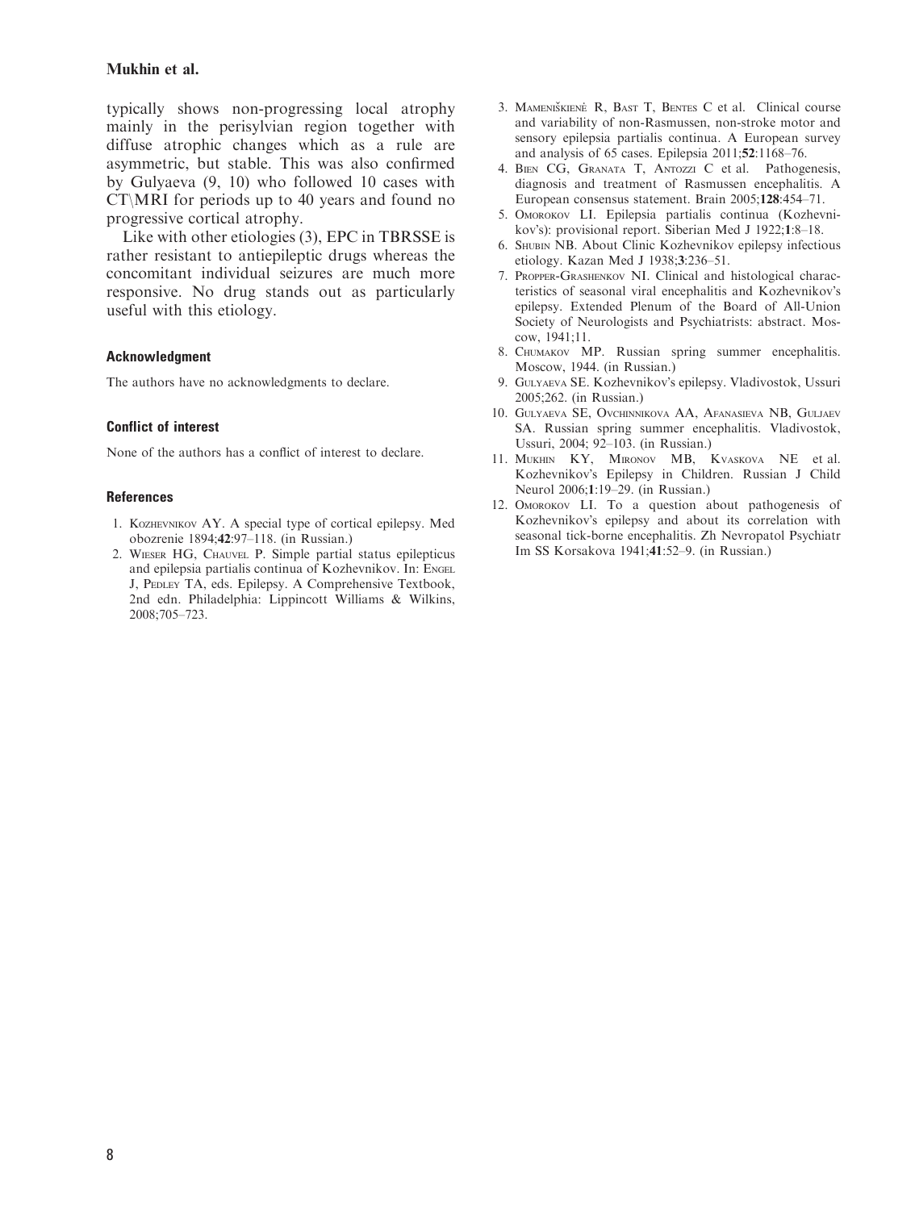typically shows non-progressing local atrophy mainly in the perisylvian region together with diffuse atrophic changes which as a rule are asymmetric, but stable. This was also confirmed by Gulyaeva (9, 10) who followed 10 cases with CT\MRI for periods up to 40 years and found no progressive cortical atrophy.

Like with other etiologies (3), EPC in TBRSSE is rather resistant to antiepileptic drugs whereas the concomitant individual seizures are much more responsive. No drug stands out as particularly useful with this etiology.

### Acknowledgment

The authors have no acknowledgments to declare.

### Conflict of interest

None of the authors has a conflict of interest to declare.

### References

1. Kozhevnikov AY. A special type of cortical epilepsy. Med obozrenie 1894;**42**:97–118. (in Russian.)
2. Wieser HG, Chauvel P. Simple partial status epilepticus and epilepsia partialis continua of Kozhevnikov. In: Engel J, Pedley TA, eds. Epilepsy. A Comprehensive Textbook, 2nd edn. Philadelphia: Lippincott Williams & Wilkins, 2008;705–723.
3. Mameniškienė R, Bast T, Bentes C et al. Clinical course and variability of non-Rasmussen, non-stroke motor and sensory epilepsia partialis continua. A European survey and analysis of 65 cases. Epilepsia 2011;**52**:1168–76.
4. Bien CG, Granata T, Antozzi C et al. Pathogenesis, diagnosis and treatment of Rasmussen encephalitis. A European consensus statement. Brain 2005;**128**:454–71.
5. Omorokov LI. Epilepsia partialis continua (Kozhevnikov's): provisional report. Siberian Med J 1922;**1**:8–18.
6. Shubin NB. About Clinic Kozhevnikov epilepsy infectious etiology. Kazan Med J 1938;**3**:236–51.
7. Propper-Grashenkov NI. Clinical and histological characteristics of seasonal viral encephalitis and Kozhevnikov's epilepsy. Extended Plenum of the Board of All-Union Society of Neurologists and Psychiatrists: abstract. Moscow, 1941;11.
8. Chumakov MP. Russian spring summer encephalitis. Moscow, 1944. (in Russian.)
9. Gulyaeva SE. Kozhevnikov's epilepsy. Vladivostok, Ussuri 2005;262. (in Russian.)
10. Gulyaeva SE, Ovchinnikova AA, Afanasieva NB, Guljaev SA. Russian spring summer encephalitis. Vladivostok, Ussuri, 2004; 92–103. (in Russian.)
11. Mukhin KY, Mironov MB, Kvaskova NE et al. Kozhevnikov's Epilepsy in Children. Russian J Child Neurol 2006;**1**:19–29. (in Russian.)
12. Omorokov LI. To a question about pathogenesis of Kozhevnikov's epilepsy and about its correlation with seasonal tick-borne encephalitis. Zh Nevropatol Psychiatr Im SS Korsakova 1941;**41**:52–9. (in Russian.)